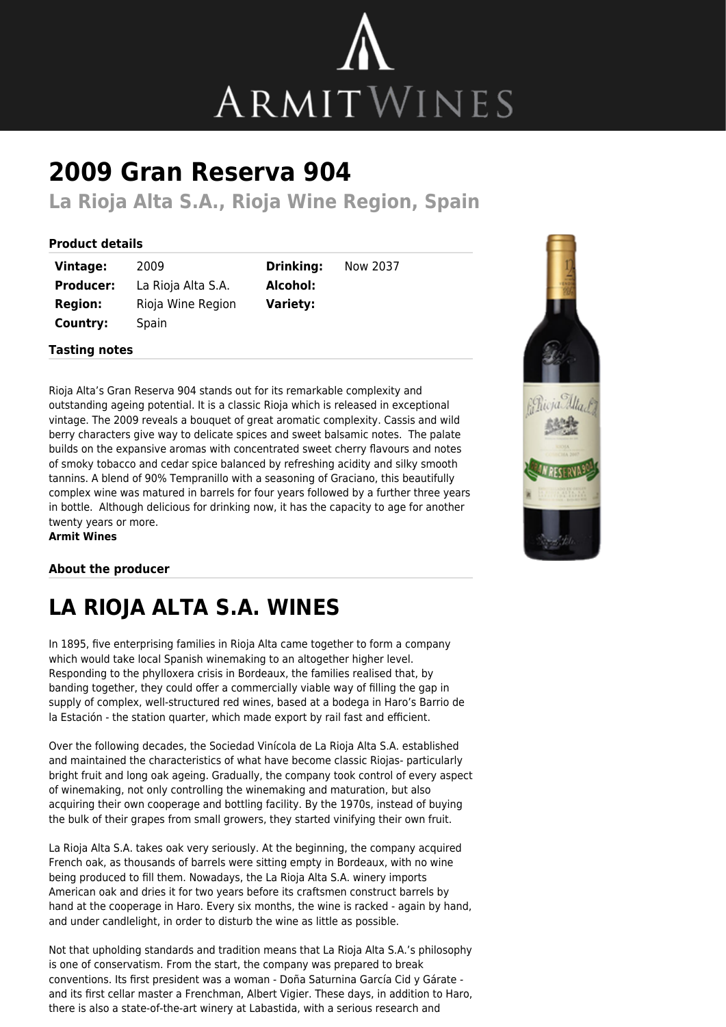# 2009 Gran Reserva 904

## La Rioja Alta S.A., Rioja Wine Region, Spain

### Product details

| | | | |
|---|---|---|---|
| **Vintage:** | 2009 | **Drinking:** | Now 2037 |
| **Producer:** | La Rioja Alta S.A. | **Alcohol:** | |
| **Region:** | Rioja Wine Region | **Variety:** | |
| **Country:** | Spain | | |

### Tasting notes

Rioja Alta's Gran Reserva 904 stands out for its remarkable complexity and outstanding ageing potential. It is a classic Rioja which is released in exceptional vintage. The 2009 reveals a bouquet of great aromatic complexity. Cassis and wild berry characters give way to delicate spices and sweet balsamic notes. The palate builds on the expansive aromas with concentrated sweet cherry flavours and notes of smoky tobacco and cedar spice balanced by refreshing acidity and silky smooth tannins. A blend of 90% Tempranillo with a seasoning of Graciano, this beautifully complex wine was matured in barrels for four years followed by a further three years in bottle. Although delicious for drinking now, it has the capacity to age for another twenty years or more.
**Armit Wines**

### About the producer

# LA RIOJA ALTA S.A. WINES

In 1895, five enterprising families in Rioja Alta came together to form a company which would take local Spanish winemaking to an altogether higher level. Responding to the phylloxera crisis in Bordeaux, the families realised that, by banding together, they could offer a commercially viable way of filling the gap in supply of complex, well-structured red wines, based at a bodega in Haro's Barrio de la Estación - the station quarter, which made export by rail fast and efficient.

Over the following decades, the Sociedad Vinícola de La Rioja Alta S.A. established and maintained the characteristics of what have become classic Riojas- particularly bright fruit and long oak ageing. Gradually, the company took control of every aspect of winemaking, not only controlling the winemaking and maturation, but also acquiring their own cooperage and bottling facility. By the 1970s, instead of buying the bulk of their grapes from small growers, they started vinifying their own fruit.

La Rioja Alta S.A. takes oak very seriously. At the beginning, the company acquired French oak, as thousands of barrels were sitting empty in Bordeaux, with no wine being produced to fill them. Nowadays, the La Rioja Alta S.A. winery imports American oak and dries it for two years before its craftsmen construct barrels by hand at the cooperage in Haro. Every six months, the wine is racked - again by hand, and under candlelight, in order to disturb the wine as little as possible.

Not that upholding standards and tradition means that La Rioja Alta S.A.'s philosophy is one of conservatism. From the start, the company was prepared to break conventions. Its first president was a woman - Doña Saturnina García Cid y Gárate - and its first cellar master a Frenchman, Albert Vigier. These days, in addition to Haro, there is also a state-of-the-art winery at Labastida, with a serious research and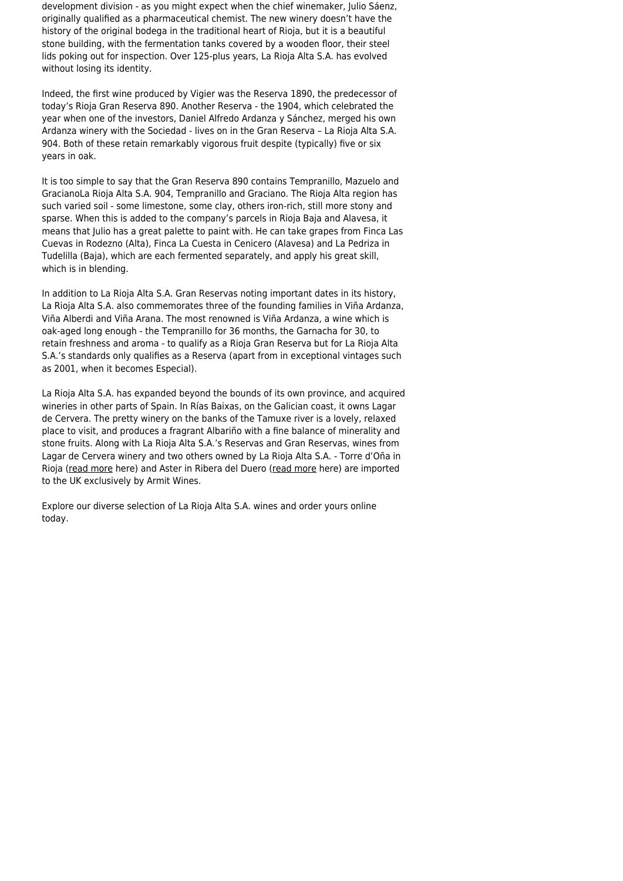development division - as you might expect when the chief winemaker, Julio Sáenz, originally qualified as a pharmaceutical chemist. The new winery doesn't have the history of the original bodega in the traditional heart of Rioja, but it is a beautiful stone building, with the fermentation tanks covered by a wooden floor, their steel lids poking out for inspection. Over 125-plus years, La Rioja Alta S.A. has evolved without losing its identity.

Indeed, the first wine produced by Vigier was the Reserva 1890, the predecessor of today's Rioja Gran Reserva 890. Another Reserva - the 1904, which celebrated the year when one of the investors, Daniel Alfredo Ardanza y Sánchez, merged his own Ardanza winery with the Sociedad - lives on in the Gran Reserva – La Rioja Alta S.A. 904. Both of these retain remarkably vigorous fruit despite (typically) five or six years in oak.

It is too simple to say that the Gran Reserva 890 contains Tempranillo, Mazuelo and GracianoLa Rioja Alta S.A. 904, Tempranillo and Graciano. The Rioja Alta region has such varied soil - some limestone, some clay, others iron-rich, still more stony and sparse. When this is added to the company's parcels in Rioja Baja and Alavesa, it means that Julio has a great palette to paint with. He can take grapes from Finca Las Cuevas in Rodezno (Alta), Finca La Cuesta in Cenicero (Alavesa) and La Pedriza in Tudelilla (Baja), which are each fermented separately, and apply his great skill, which is in blending.

In addition to La Rioja Alta S.A. Gran Reservas noting important dates in its history, La Rioja Alta S.A. also commemorates three of the founding families in Viña Ardanza, Viña Alberdi and Viña Arana. The most renowned is Viña Ardanza, a wine which is oak-aged long enough - the Tempranillo for 36 months, the Garnacha for 30, to retain freshness and aroma - to qualify as a Rioja Gran Reserva but for La Rioja Alta S.A.'s standards only qualifies as a Reserva (apart from in exceptional vintages such as 2001, when it becomes Especial).

La Rioja Alta S.A. has expanded beyond the bounds of its own province, and acquired wineries in other parts of Spain. In Rías Baixas, on the Galician coast, it owns Lagar de Cervera. The pretty winery on the banks of the Tamuxe river is a lovely, relaxed place to visit, and produces a fragrant Albariño with a fine balance of minerality and stone fruits. Along with La Rioja Alta S.A.'s Reservas and Gran Reservas, wines from Lagar de Cervera winery and two others owned by La Rioja Alta S.A. - Torre d'Oña in Rioja (read more here) and Aster in Ribera del Duero (read more here) are imported to the UK exclusively by Armit Wines.

Explore our diverse selection of La Rioja Alta S.A. wines and order yours online today.